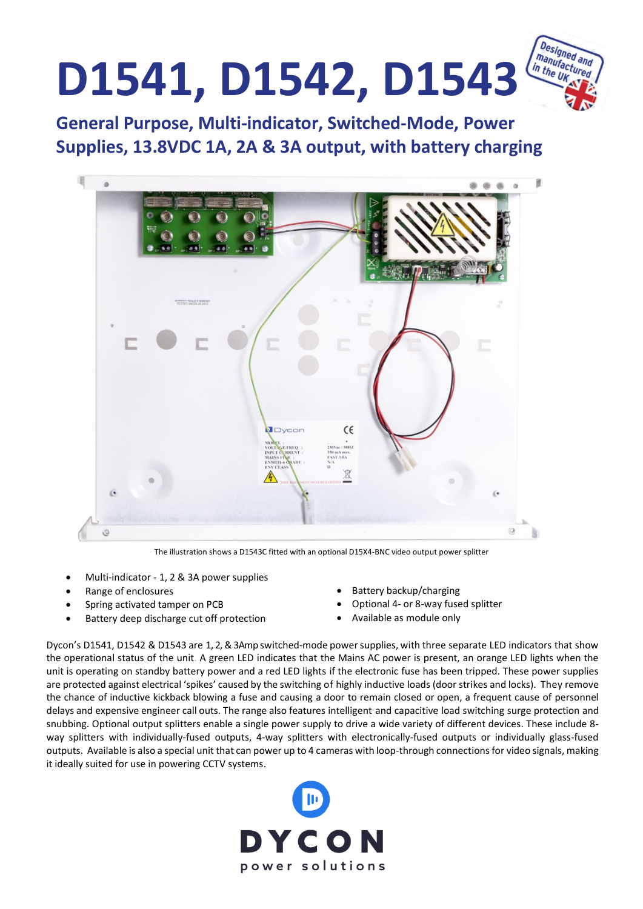# D1541, D1542, D1543

## General Purpose, Multi-indicator, Switched-Mode, Power Supplies, 13.8VDC 1A, 2A & 3A output, with battery charging

The illustration shows a D1543C fitted with an optional D15X4-BNC video output power splitter

- Multi-indicator - 1, 2 & 3A power supplies
- Range of enclosures
- Spring activated tamper on PCB
- Battery deep discharge cut off protection
- Battery backup/charging
- Optional 4- or 8-way fused splitter
- Available as module only

Dycon's D1541, D1542 & D1543 are 1, 2, & 3Amp switched-mode power supplies, with three separate LED indicators that show the operational status of the unit. A green LED indicates that the Mains AC power is present, an orange LED lights when the unit is operating on standby battery power and a red LED lights if the electronic fuse has been tripped. These power supplies are protected against electrical 'spikes' caused by the switching of highly inductive loads (door strikes and locks). They remove the chance of inductive kickback blowing a fuse and causing a door to remain closed or open, a frequent cause of personnel delays and expensive engineer call outs. The range also features intelligent and capacitive load switching surge protection and snubbing. Optional output splitters enable a single power supply to drive a wide variety of different devices. These include 8-way splitters with individually-fused outputs, 4-way splitters with electronically-fused outputs or individually glass-fused outputs. Available is also a special unit that can power up to 4 cameras with loop-through connections for video signals, making it ideally suited for use in powering CCTV systems.

DYCON
power solutions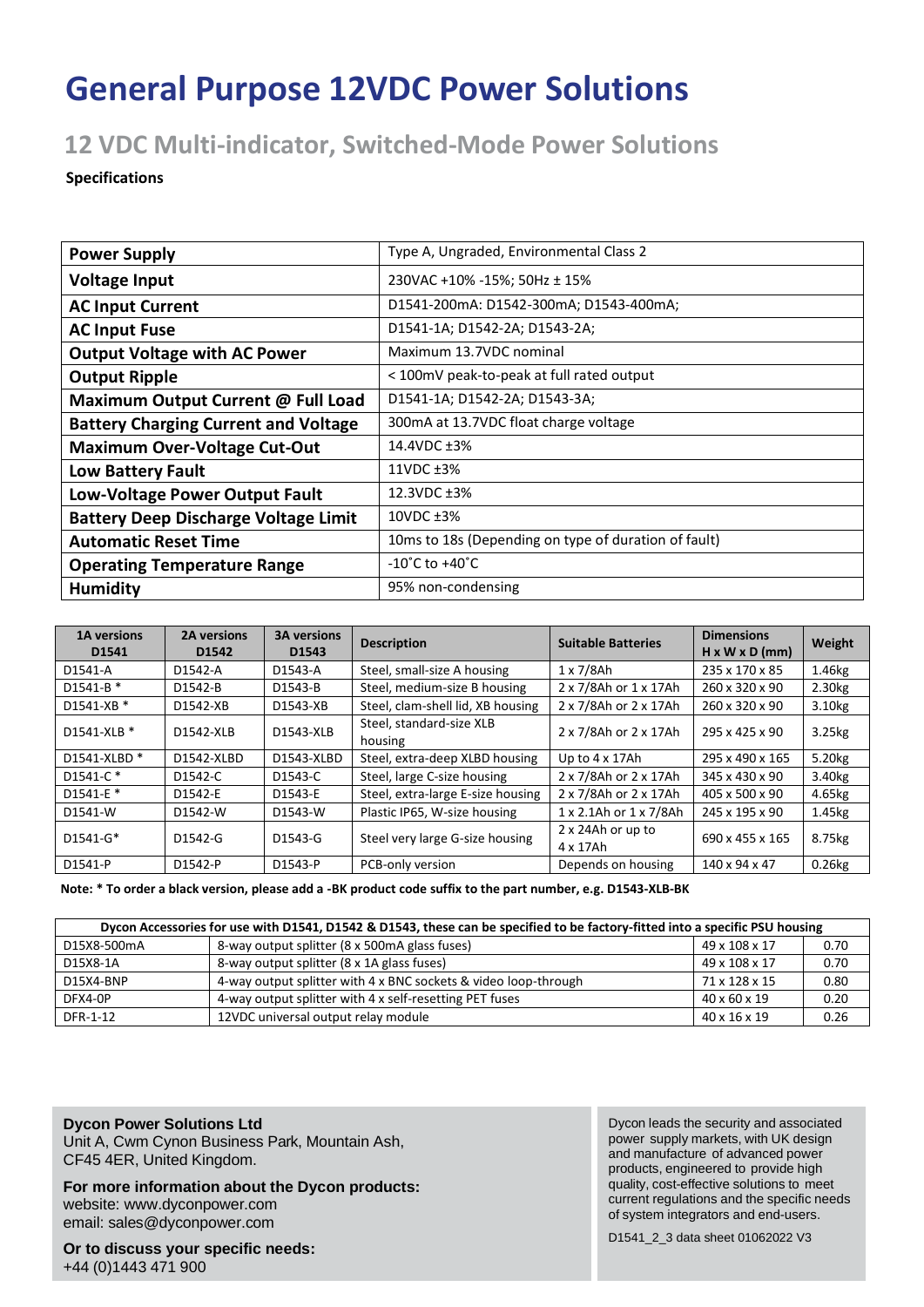# General Purpose 12VDC Power Solutions

## 12 VDC Multi-indicator, Switched-Mode Power Solutions

**Specifications**

| | |
|---|---|
| **Power Supply** | Type A, Ungraded, Environmental Class 2 |
| **Voltage Input** | 230VAC +10% -15%; 50Hz ± 15% |
| **AC Input Current** | D1541-200mA: D1542-300mA; D1543-400mA; |
| **AC Input Fuse** | D1541-1A; D1542-2A; D1543-2A; |
| **Output Voltage with AC Power** | Maximum 13.7VDC nominal |
| **Output Ripple** | < 100mV peak-to-peak at full rated output |
| **Maximum Output Current @ Full Load** | D1541-1A; D1542-2A; D1543-3A; |
| **Battery Charging Current and Voltage** | 300mA at 13.7VDC float charge voltage |
| **Maximum Over-Voltage Cut-Out** | 14.4VDC ±3% |
| **Low Battery Fault** | 11VDC ±3% |
| **Low-Voltage Power Output Fault** | 12.3VDC ±3% |
| **Battery Deep Discharge Voltage Limit** | 10VDC ±3% |
| **Automatic Reset Time** | 10ms to 18s (Depending on type of duration of fault) |
| **Operating Temperature Range** | -10˚C to +40˚C |
| **Humidity** | 95% non-condensing |

| 1A versions D1541 | 2A versions D1542 | 3A versions D1543 | Description | Suitable Batteries | Dimensions H x W x D (mm) | Weight |
|---|---|---|---|---|---|---|
| D1541-A | D1542-A | D1543-A | Steel, small-size A housing | 1 x 7/8Ah | 235 x 170 x 85 | 1.46kg |
| D1541-B * | D1542-B | D1543-B | Steel, medium-size B housing | 2 x 7/8Ah or 1 x 17Ah | 260 x 320 x 90 | 2.30kg |
| D1541-XB * | D1542-XB | D1543-XB | Steel, clam-shell lid, XB housing | 2 x 7/8Ah or 2 x 17Ah | 260 x 320 x 90 | 3.10kg |
| D1541-XLB * | D1542-XLB | D1543-XLB | Steel, standard-size XLB housing | 2 x 7/8Ah or 2 x 17Ah | 295 x 425 x 90 | 3.25kg |
| D1541-XLBD * | D1542-XLBD | D1543-XLBD | Steel, extra-deep XLBD housing | Up to 4 x 17Ah | 295 x 490 x 165 | 5.20kg |
| D1541-C * | D1542-C | D1543-C | Steel, large C-size housing | 2 x 7/8Ah or 2 x 17Ah | 345 x 430 x 90 | 3.40kg |
| D1541-E * | D1542-E | D1543-E | Steel, extra-large E-size housing | 2 x 7/8Ah or 2 x 17Ah | 405 x 500 x 90 | 4.65kg |
| D1541-W | D1542-W | D1543-W | Plastic IP65, W-size housing | 1 x 2.1Ah or 1 x 7/8Ah | 245 x 195 x 90 | 1.45kg |
| D1541-G* | D1542-G | D1543-G | Steel very large G-size housing | 2 x 24Ah or up to 4 x 17Ah | 690 x 455 x 165 | 8.75kg |
| D1541-P | D1542-P | D1543-P | PCB-only version | Depends on housing | 140 x 94 x 47 | 0.26kg |

**Note: * To order a black version, please add a -BK product code suffix to the part number, e.g. D1543-XLB-BK**

| Dycon Accessories for use with D1541, D1542 & D1543, these can be specified to be factory-fitted into a specific PSU housing | | | |
|---|---|---|---|
| D15X8-500mA | 8-way output splitter (8 x 500mA glass fuses) | 49 x 108 x 17 | 0.70 |
| D15X8-1A | 8-way output splitter (8 x 1A glass fuses) | 49 x 108 x 17 | 0.70 |
| D15X4-BNP | 4-way output splitter with 4 x BNC sockets & video loop-through | 71 x 128 x 15 | 0.80 |
| DFX4-0P | 4-way output splitter with 4 x self-resetting PET fuses | 40 x 60 x 19 | 0.20 |
| DFR-1-12 | 12VDC universal output relay module | 40 x 16 x 19 | 0.26 |

**Dycon Power Solutions Ltd**
Unit A, Cwm Cynon Business Park, Mountain Ash,
CF45 4ER, United Kingdom.

**For more information about the Dycon products:**
website: www.dyconpower.com
email: sales@dyconpower.com

**Or to discuss your specific needs:**
+44 (0)1443 471 900

Dycon leads the security and associated power supply markets, with UK design and manufacture of advanced power products, engineered to provide high quality, cost-effective solutions to meet current regulations and the specific needs of system integrators and end-users.

D1541_2_3 data sheet 01062022 V3